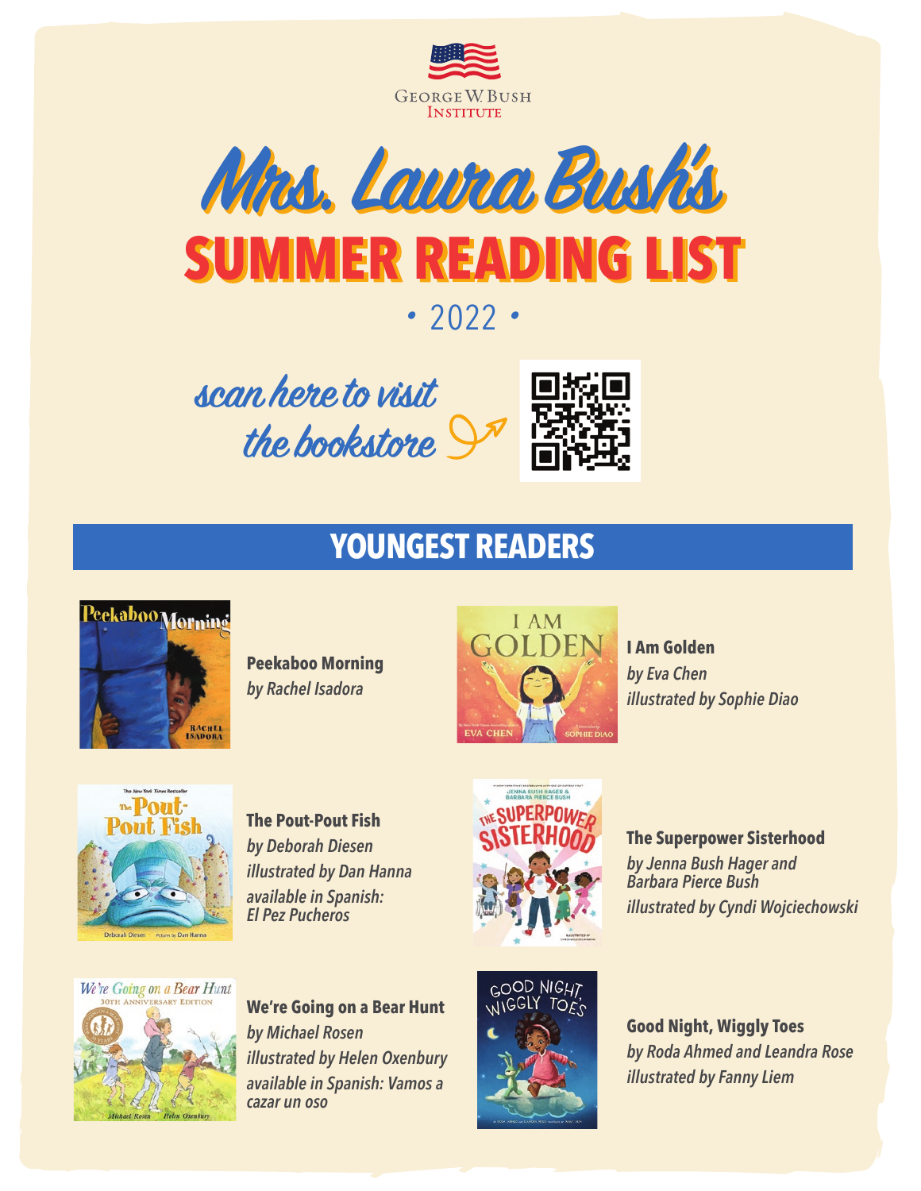George W. Bush Institute

# Mrs. Laura Bush's SUMMER READING LIST

• 2022 •

*scan here to visit the bookstore*

## YOUNGEST READERS

**Peekaboo Morning**
*by Rachel Isadora*

**I Am Golden**
*by Eva Chen*
*illustrated by Sophie Diao*

**The Pout-Pout Fish**
*by Deborah Diesen*
*illustrated by Dan Hanna*
*available in Spanish: El Pez Pucheros*

**The Superpower Sisterhood**
*by Jenna Bush Hager and Barbara Pierce Bush*
*illustrated by Cyndi Wojciechowski*

**We're Going on a Bear Hunt**
*by Michael Rosen*
*illustrated by Helen Oxenbury*
*available in Spanish: Vamos a cazar un oso*

**Good Night, Wiggly Toes**
*by Roda Ahmed and Leandra Rose*
*illustrated by Fanny Liem*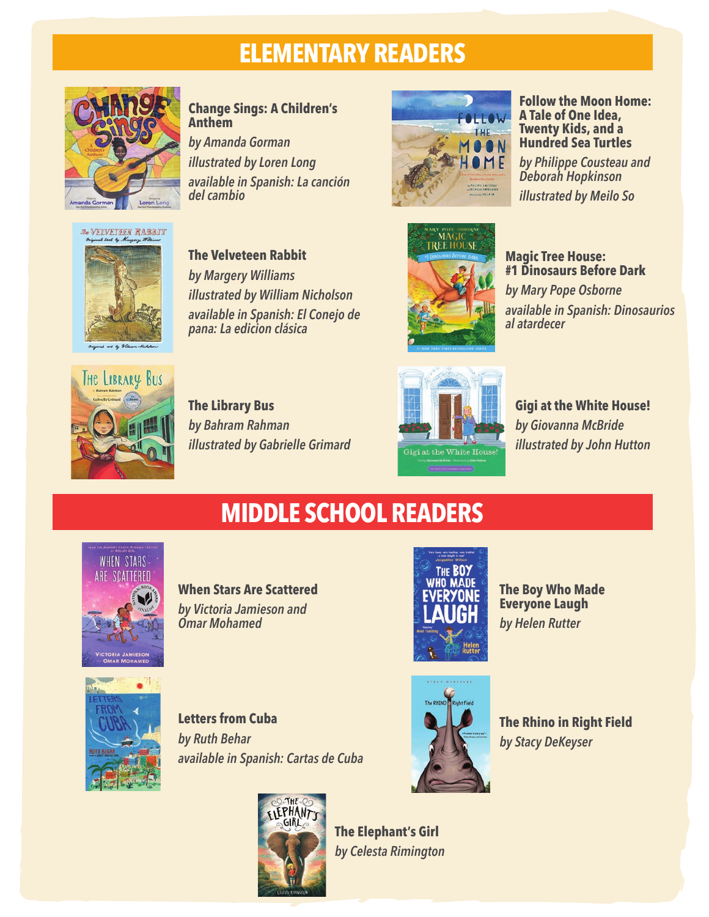# ELEMENTARY READERS

**Change Sings: A Children's Anthem**
*by Amanda Gorman*
*illustrated by Loren Long*
*available in Spanish: La canción del cambio*

**Follow the Moon Home: A Tale of One Idea, Twenty Kids, and a Hundred Sea Turtles**
*by Philippe Cousteau and Deborah Hopkinson*
*illustrated by Meilo So*

**The Velveteen Rabbit**
*by Margery Williams*
*illustrated by William Nicholson*
*available in Spanish: El Conejo de pana: La edicion clásica*

**Magic Tree House: #1 Dinosaurs Before Dark**
*by Mary Pope Osborne*
*available in Spanish: Dinosaurios al atardecer*

**The Library Bus**
*by Bahram Rahman*
*illustrated by Gabrielle Grimard*

**Gigi at the White House!**
*by Giovanna McBride*
*illustrated by John Hutton*

# MIDDLE SCHOOL READERS

**When Stars Are Scattered**
*by Victoria Jamieson and Omar Mohamed*

**The Boy Who Made Everyone Laugh**
*by Helen Rutter*

**Letters from Cuba**
*by Ruth Behar*
*available in Spanish: Cartas de Cuba*

**The Rhino in Right Field**
*by Stacy DeKeyser*

**The Elephant's Girl**
*by Celesta Rimington*